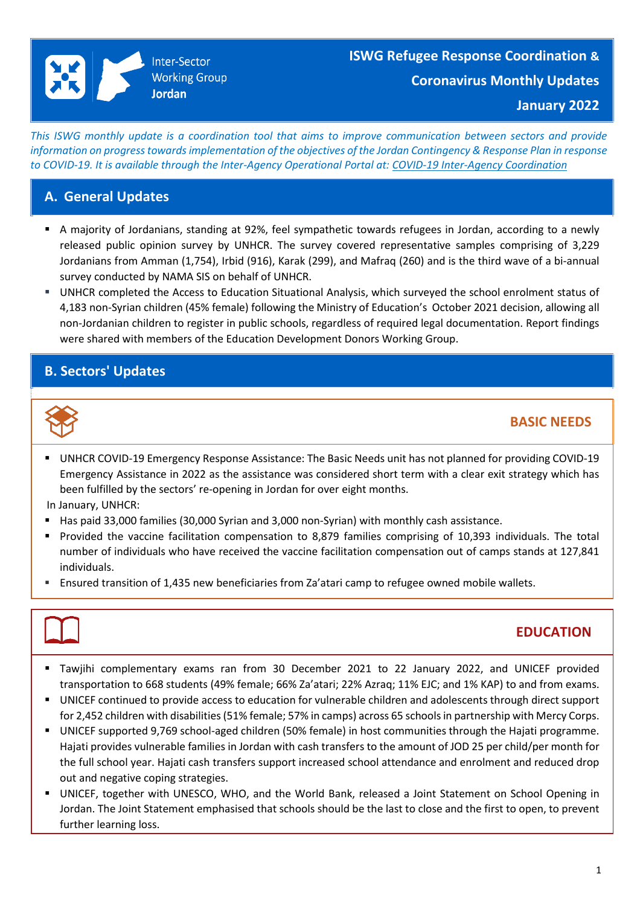Inter-Sector Working Group **Jordan**

# ISWG Refugee Response Coordination & Coronavirus Monthly Updates

## January 2022

*This ISWG monthly update is a coordination tool that aims to improve communication between sectors and provide information on progress towards implementation of the objectives of the Jordan Contingency & Response Plan in response to COVID-19. It is available through the Inter-Agency Operational Portal at: COVID-19 Inter-Agency Coordination*

## A. General Updates

- A majority of Jordanians, standing at 92%, feel sympathetic towards refugees in Jordan, according to a newly released public opinion survey by UNHCR. The survey covered representative samples comprising of 3,229 Jordanians from Amman (1,754), Irbid (916), Karak (299), and Mafraq (260) and is the third wave of a bi-annual survey conducted by NAMA SIS on behalf of UNHCR.
- UNHCR completed the Access to Education Situational Analysis, which surveyed the school enrolment status of 4,183 non-Syrian children (45% female) following the Ministry of Education's October 2021 decision, allowing all non-Jordanian children to register in public schools, regardless of required legal documentation. Report findings were shared with members of the Education Development Donors Working Group.

## B. Sectors' Updates

### BASIC NEEDS

- UNHCR COVID-19 Emergency Response Assistance: The Basic Needs unit has not planned for providing COVID-19 Emergency Assistance in 2022 as the assistance was considered short term with a clear exit strategy which has been fulfilled by the sectors' re-opening in Jordan for over eight months.

In January, UNHCR:

- Has paid 33,000 families (30,000 Syrian and 3,000 non-Syrian) with monthly cash assistance.
- Provided the vaccine facilitation compensation to 8,879 families comprising of 10,393 individuals. The total number of individuals who have received the vaccine facilitation compensation out of camps stands at 127,841 individuals.
- Ensured transition of 1,435 new beneficiaries from Za'atari camp to refugee owned mobile wallets.

### EDUCATION

- Tawjihi complementary exams ran from 30 December 2021 to 22 January 2022, and UNICEF provided transportation to 668 students (49% female; 66% Za'atari; 22% Azraq; 11% EJC; and 1% KAP) to and from exams.
- UNICEF continued to provide access to education for vulnerable children and adolescents through direct support for 2,452 children with disabilities (51% female; 57% in camps) across 65 schools in partnership with Mercy Corps.
- UNICEF supported 9,769 school-aged children (50% female) in host communities through the Hajati programme. Hajati provides vulnerable families in Jordan with cash transfers to the amount of JOD 25 per child/per month for the full school year. Hajati cash transfers support increased school attendance and enrolment and reduced drop out and negative coping strategies.
- UNICEF, together with UNESCO, WHO, and the World Bank, released a Joint Statement on School Opening in Jordan. The Joint Statement emphasised that schools should be the last to close and the first to open, to prevent further learning loss.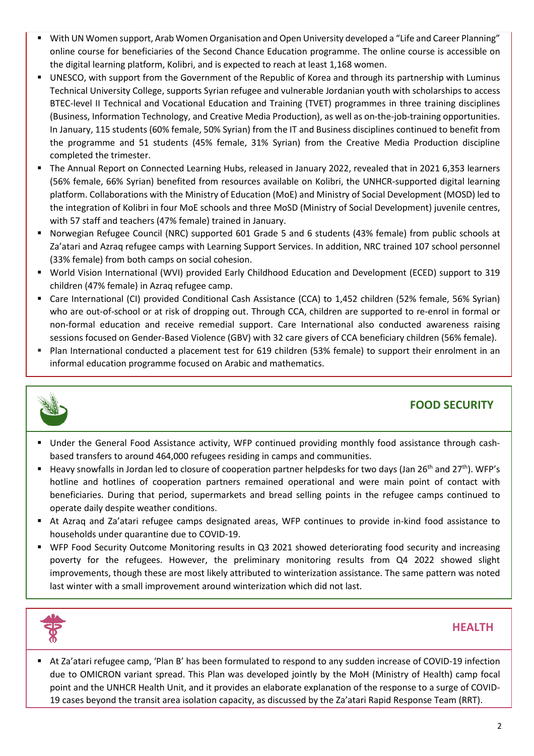- With UN Women support, Arab Women Organisation and Open University developed a "Life and Career Planning" online course for beneficiaries of the Second Chance Education programme. The online course is accessible on the digital learning platform, Kolibri, and is expected to reach at least 1,168 women.
- UNESCO, with support from the Government of the Republic of Korea and through its partnership with Luminus Technical University College, supports Syrian refugee and vulnerable Jordanian youth with scholarships to access BTEC-level II Technical and Vocational Education and Training (TVET) programmes in three training disciplines (Business, Information Technology, and Creative Media Production), as well as on-the-job-training opportunities. In January, 115 students (60% female, 50% Syrian) from the IT and Business disciplines continued to benefit from the programme and 51 students (45% female, 31% Syrian) from the Creative Media Production discipline completed the trimester.
- The Annual Report on Connected Learning Hubs, released in January 2022, revealed that in 2021 6,353 learners (56% female, 66% Syrian) benefited from resources available on Kolibri, the UNHCR-supported digital learning platform. Collaborations with the Ministry of Education (MoE) and Ministry of Social Development (MOSD) led to the integration of Kolibri in four MoE schools and three MoSD (Ministry of Social Development) juvenile centres, with 57 staff and teachers (47% female) trained in January.
- Norwegian Refugee Council (NRC) supported 601 Grade 5 and 6 students (43% female) from public schools at Za'atari and Azraq refugee camps with Learning Support Services. In addition, NRC trained 107 school personnel (33% female) from both camps on social cohesion.
- World Vision International (WVI) provided Early Childhood Education and Development (ECED) support to 319 children (47% female) in Azraq refugee camp.
- Care International (CI) provided Conditional Cash Assistance (CCA) to 1,452 children (52% female, 56% Syrian) who are out-of-school or at risk of dropping out. Through CCA, children are supported to re-enrol in formal or non-formal education and receive remedial support. Care International also conducted awareness raising sessions focused on Gender-Based Violence (GBV) with 32 care givers of CCA beneficiary children (56% female).
- Plan International conducted a placement test for 619 children (53% female) to support their enrolment in an informal education programme focused on Arabic and mathematics.

## FOOD SECURITY

- Under the General Food Assistance activity, WFP continued providing monthly food assistance through cash-based transfers to around 464,000 refugees residing in camps and communities.
- Heavy snowfalls in Jordan led to closure of cooperation partner helpdesks for two days (Jan 26th and 27th). WFP's hotline and hotlines of cooperation partners remained operational and were main point of contact with beneficiaries. During that period, supermarkets and bread selling points in the refugee camps continued to operate daily despite weather conditions.
- At Azraq and Za'atari refugee camps designated areas, WFP continues to provide in-kind food assistance to households under quarantine due to COVID-19.
- WFP Food Security Outcome Monitoring results in Q3 2021 showed deteriorating food security and increasing poverty for the refugees. However, the preliminary monitoring results from Q4 2022 showed slight improvements, though these are most likely attributed to winterization assistance. The same pattern was noted last winter with a small improvement around winterization which did not last.

## HEALTH

- At Za'atari refugee camp, 'Plan B' has been formulated to respond to any sudden increase of COVID-19 infection due to OMICRON variant spread. This Plan was developed jointly by the MoH (Ministry of Health) camp focal point and the UNHCR Health Unit, and it provides an elaborate explanation of the response to a surge of COVID-19 cases beyond the transit area isolation capacity, as discussed by the Za'atari Rapid Response Team (RRT).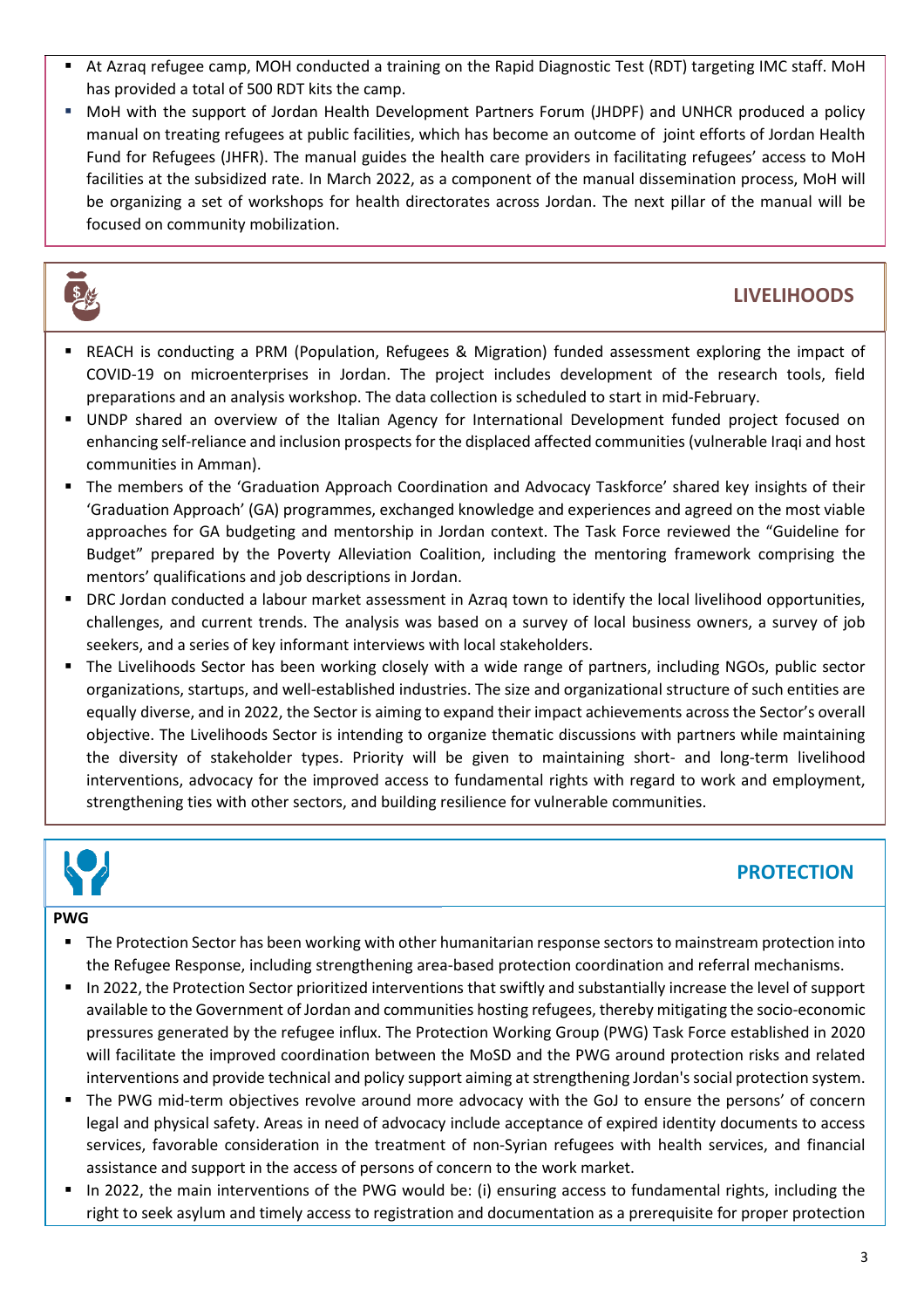- At Azraq refugee camp, MOH conducted a training on the Rapid Diagnostic Test (RDT) targeting IMC staff. MoH has provided a total of 500 RDT kits the camp.
- MoH with the support of Jordan Health Development Partners Forum (JHDPF) and UNHCR produced a policy manual on treating refugees at public facilities, which has become an outcome of joint efforts of Jordan Health Fund for Refugees (JHFR). The manual guides the health care providers in facilitating refugees' access to MoH facilities at the subsidized rate. In March 2022, as a component of the manual dissemination process, MoH will be organizing a set of workshops for health directorates across Jordan. The next pillar of the manual will be focused on community mobilization.

## LIVELIHOODS

- REACH is conducting a PRM (Population, Refugees & Migration) funded assessment exploring the impact of COVID-19 on microenterprises in Jordan. The project includes development of the research tools, field preparations and an analysis workshop. The data collection is scheduled to start in mid-February.
- UNDP shared an overview of the Italian Agency for International Development funded project focused on enhancing self-reliance and inclusion prospects for the displaced affected communities (vulnerable Iraqi and host communities in Amman).
- The members of the 'Graduation Approach Coordination and Advocacy Taskforce' shared key insights of their 'Graduation Approach' (GA) programmes, exchanged knowledge and experiences and agreed on the most viable approaches for GA budgeting and mentorship in Jordan context. The Task Force reviewed the "Guideline for Budget" prepared by the Poverty Alleviation Coalition, including the mentoring framework comprising the mentors' qualifications and job descriptions in Jordan.
- DRC Jordan conducted a labour market assessment in Azraq town to identify the local livelihood opportunities, challenges, and current trends. The analysis was based on a survey of local business owners, a survey of job seekers, and a series of key informant interviews with local stakeholders.
- The Livelihoods Sector has been working closely with a wide range of partners, including NGOs, public sector organizations, startups, and well-established industries. The size and organizational structure of such entities are equally diverse, and in 2022, the Sector is aiming to expand their impact achievements across the Sector's overall objective. The Livelihoods Sector is intending to organize thematic discussions with partners while maintaining the diversity of stakeholder types. Priority will be given to maintaining short- and long-term livelihood interventions, advocacy for the improved access to fundamental rights with regard to work and employment, strengthening ties with other sectors, and building resilience for vulnerable communities.

## PROTECTION

**PWG**

- The Protection Sector has been working with other humanitarian response sectors to mainstream protection into the Refugee Response, including strengthening area-based protection coordination and referral mechanisms.
- In 2022, the Protection Sector prioritized interventions that swiftly and substantially increase the level of support available to the Government of Jordan and communities hosting refugees, thereby mitigating the socio-economic pressures generated by the refugee influx. The Protection Working Group (PWG) Task Force established in 2020 will facilitate the improved coordination between the MoSD and the PWG around protection risks and related interventions and provide technical and policy support aiming at strengthening Jordan's social protection system.
- The PWG mid-term objectives revolve around more advocacy with the GoJ to ensure the persons' of concern legal and physical safety. Areas in need of advocacy include acceptance of expired identity documents to access services, favorable consideration in the treatment of non-Syrian refugees with health services, and financial assistance and support in the access of persons of concern to the work market.
- In 2022, the main interventions of the PWG would be: (i) ensuring access to fundamental rights, including the right to seek asylum and timely access to registration and documentation as a prerequisite for proper protection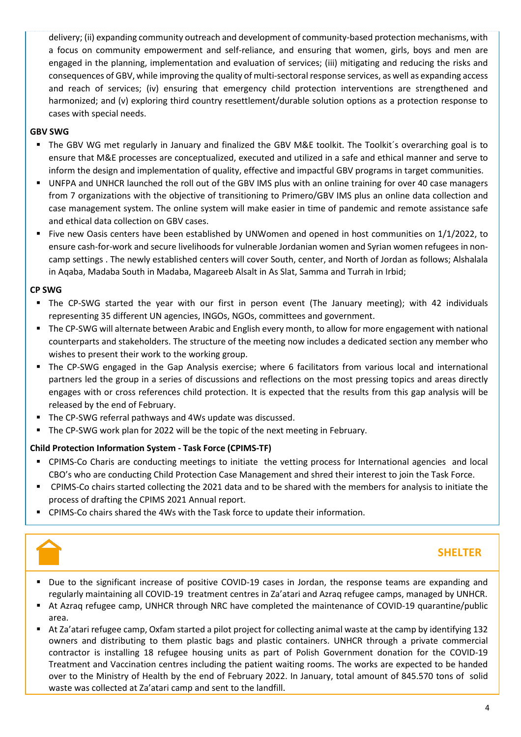delivery; (ii) expanding community outreach and development of community-based protection mechanisms, with a focus on community empowerment and self-reliance, and ensuring that women, girls, boys and men are engaged in the planning, implementation and evaluation of services; (iii) mitigating and reducing the risks and consequences of GBV, while improving the quality of multi-sectoral response services, as well as expanding access and reach of services; (iv) ensuring that emergency child protection interventions are strengthened and harmonized; and (v) exploring third country resettlement/durable solution options as a protection response to cases with special needs.

**GBV SWG**

- The GBV WG met regularly in January and finalized the GBV M&E toolkit. The Toolkit´s overarching goal is to ensure that M&E processes are conceptualized, executed and utilized in a safe and ethical manner and serve to inform the design and implementation of quality, effective and impactful GBV programs in target communities.
- UNFPA and UNHCR launched the roll out of the GBV IMS plus with an online training for over 40 case managers from 7 organizations with the objective of transitioning to Primero/GBV IMS plus an online data collection and case management system. The online system will make easier in time of pandemic and remote assistance safe and ethical data collection on GBV cases.
- Five new Oasis centers have been established by UNWomen and opened in host communities on 1/1/2022, to ensure cash-for-work and secure livelihoods for vulnerable Jordanian women and Syrian women refugees in non-camp settings . The newly established centers will cover South, center, and North of Jordan as follows; Alshalala in Aqaba, Madaba South in Madaba, Magareeb Alsalt in As Slat, Samma and Turrah in Irbid;

**CP SWG**

- The CP-SWG started the year with our first in person event (The January meeting); with 42 individuals representing 35 different UN agencies, INGOs, NGOs, committees and government.
- The CP-SWG will alternate between Arabic and English every month, to allow for more engagement with national counterparts and stakeholders. The structure of the meeting now includes a dedicated section any member who wishes to present their work to the working group.
- The CP-SWG engaged in the Gap Analysis exercise; where 6 facilitators from various local and international partners led the group in a series of discussions and reflections on the most pressing topics and areas directly engages with or cross references child protection. It is expected that the results from this gap analysis will be released by the end of February.
- The CP-SWG referral pathways and 4Ws update was discussed.
- The CP-SWG work plan for 2022 will be the topic of the next meeting in February.

**Child Protection Information System - Task Force (CPIMS-TF)**

- CPIMS-Co Charis are conducting meetings to initiate the vetting process for International agencies and local CBO's who are conducting Child Protection Case Management and shred their interest to join the Task Force.
- CPIMS-Co chairs started collecting the 2021 data and to be shared with the members for analysis to initiate the process of drafting the CPIMS 2021 Annual report.
- CPIMS-Co chairs shared the 4Ws with the Task force to update their information.

## SHELTER

- Due to the significant increase of positive COVID-19 cases in Jordan, the response teams are expanding and regularly maintaining all COVID-19 treatment centres in Za'atari and Azraq refugee camps, managed by UNHCR.
- At Azraq refugee camp, UNHCR through NRC have completed the maintenance of COVID-19 quarantine/public area.
- At Za'atari refugee camp, Oxfam started a pilot project for collecting animal waste at the camp by identifying 132 owners and distributing to them plastic bags and plastic containers. UNHCR through a private commercial contractor is installing 18 refugee housing units as part of Polish Government donation for the COVID-19 Treatment and Vaccination centres including the patient waiting rooms. The works are expected to be handed over to the Ministry of Health by the end of February 2022. In January, total amount of 845.570 tons of solid waste was collected at Za'atari camp and sent to the landfill.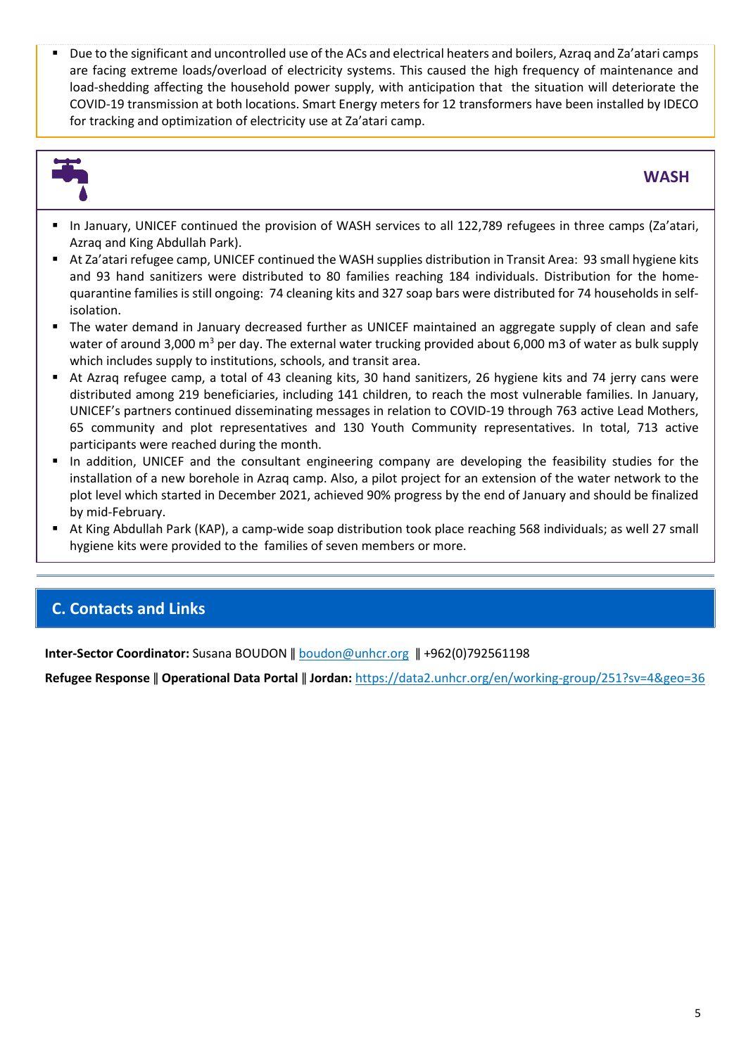- Due to the significant and uncontrolled use of the ACs and electrical heaters and boilers, Azraq and Za'atari camps are facing extreme loads/overload of electricity systems. This caused the high frequency of maintenance and load-shedding affecting the household power supply, with anticipation that the situation will deteriorate the COVID-19 transmission at both locations. Smart Energy meters for 12 transformers have been installed by IDECO for tracking and optimization of electricity use at Za'atari camp.

## WASH

- In January, UNICEF continued the provision of WASH services to all 122,789 refugees in three camps (Za'atari, Azraq and King Abdullah Park).
- At Za'atari refugee camp, UNICEF continued the WASH supplies distribution in Transit Area: 93 small hygiene kits and 93 hand sanitizers were distributed to 80 families reaching 184 individuals. Distribution for the home-quarantine families is still ongoing: 74 cleaning kits and 327 soap bars were distributed for 74 households in self-isolation.
- The water demand in January decreased further as UNICEF maintained an aggregate supply of clean and safe water of around 3,000 $m^3$ per day. The external water trucking provided about 6,000 m3 of water as bulk supply which includes supply to institutions, schools, and transit area.
- At Azraq refugee camp, a total of 43 cleaning kits, 30 hand sanitizers, 26 hygiene kits and 74 jerry cans were distributed among 219 beneficiaries, including 141 children, to reach the most vulnerable families. In January, UNICEF's partners continued disseminating messages in relation to COVID-19 through 763 active Lead Mothers, 65 community and plot representatives and 130 Youth Community representatives. In total, 713 active participants were reached during the month.
- In addition, UNICEF and the consultant engineering company are developing the feasibility studies for the installation of a new borehole in Azraq camp. Also, a pilot project for an extension of the water network to the plot level which started in December 2021, achieved 90% progress by the end of January and should be finalized by mid-February.
- At King Abdullah Park (KAP), a camp-wide soap distribution took place reaching 568 individuals; as well 27 small hygiene kits were provided to the families of seven members or more.

## C. Contacts and Links

**Inter-Sector Coordinator:** Susana BOUDON ‖ boudon@unhcr.org ‖ +962(0)792561198

**Refugee Response ‖ Operational Data Portal ‖ Jordan:** https://data2.unhcr.org/en/working-group/251?sv=4&geo=36